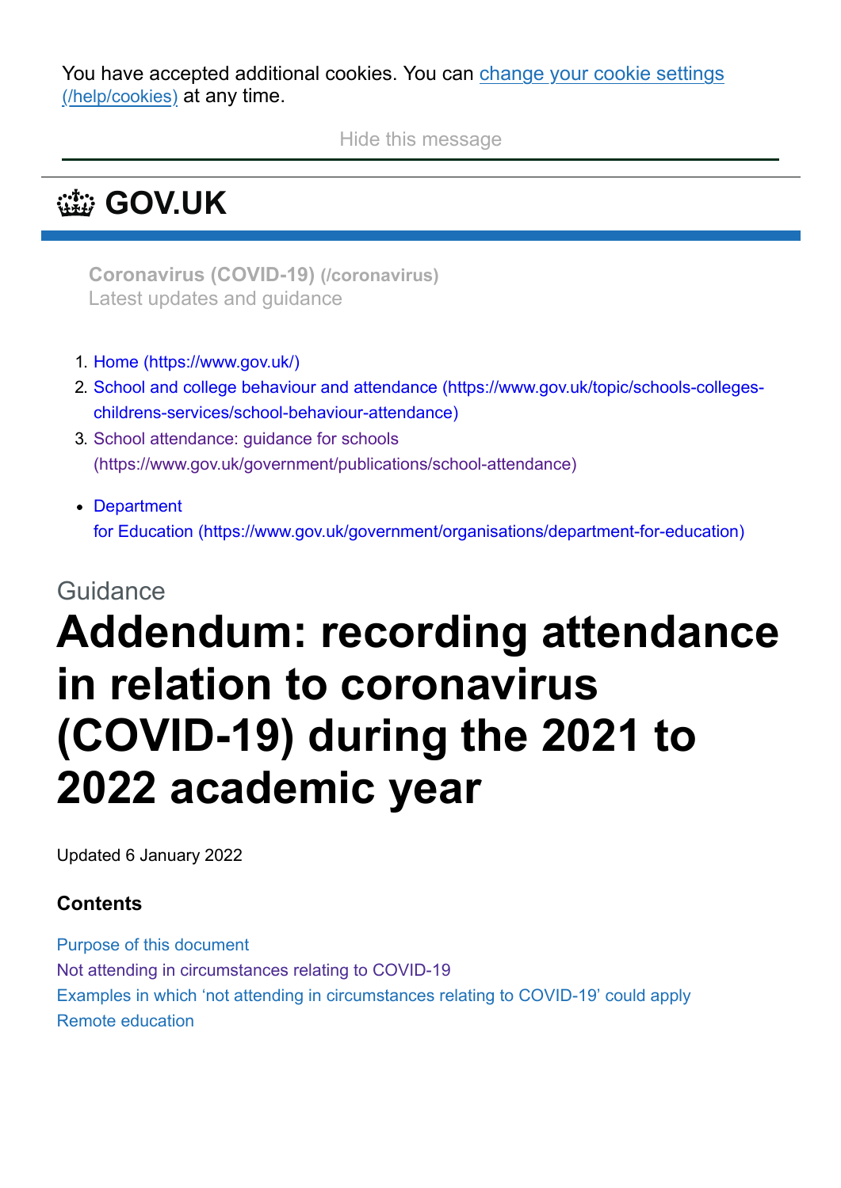You have accepted additional cookies. You can change your cookie settings (/help/cookies) at any time.

Hide this message

GOV.UK

**Coronavirus (COVID-19) (/coronavirus)**
Latest updates and guidance

1. Home (https://www.gov.uk/)
2. School and college behaviour and attendance (https://www.gov.uk/topic/schools-colleges-childrens-services/school-behaviour-attendance)
3. School attendance: guidance for schools (https://www.gov.uk/government/publications/school-attendance)

- Department for Education (https://www.gov.uk/government/organisations/department-for-education)

Guidance

# Addendum: recording attendance in relation to coronavirus (COVID-19) during the 2021 to 2022 academic year

Updated 6 January 2022

### Contents

Purpose of this document
Not attending in circumstances relating to COVID-19
Examples in which 'not attending in circumstances relating to COVID-19' could apply
Remote education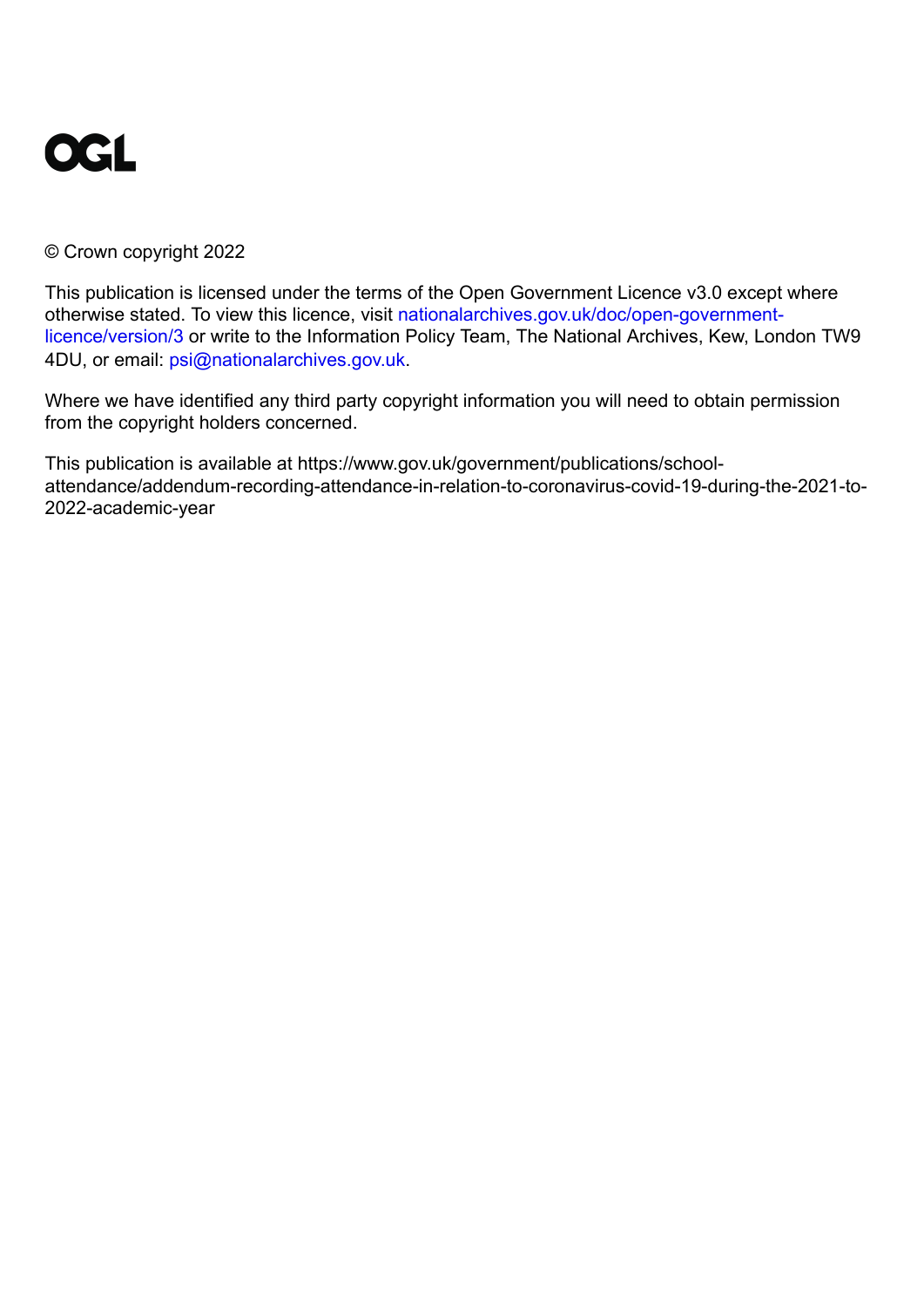OGL

© Crown copyright 2022

This publication is licensed under the terms of the Open Government Licence v3.0 except where otherwise stated. To view this licence, visit nationalarchives.gov.uk/doc/open-government-licence/version/3 or write to the Information Policy Team, The National Archives, Kew, London TW9 4DU, or email: psi@nationalarchives.gov.uk.

Where we have identified any third party copyright information you will need to obtain permission from the copyright holders concerned.

This publication is available at https://www.gov.uk/government/publications/school-attendance/addendum-recording-attendance-in-relation-to-coronavirus-covid-19-during-the-2021-to-2022-academic-year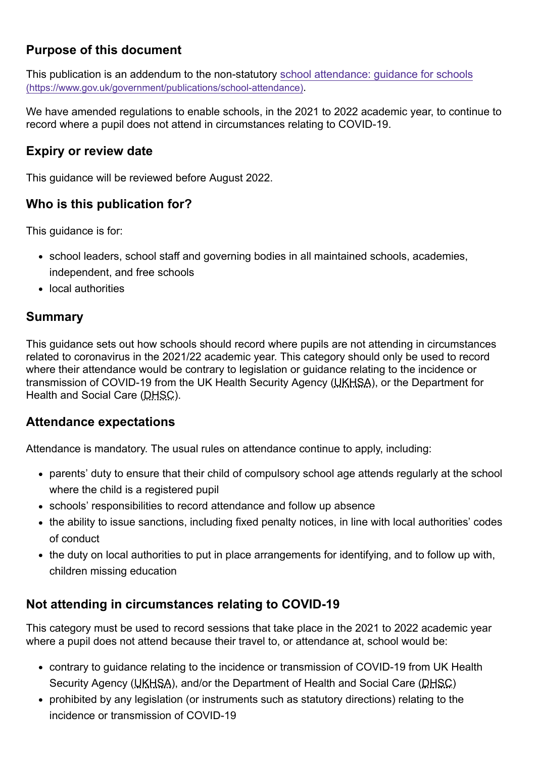## Purpose of this document

This publication is an addendum to the non-statutory [school attendance: guidance for schools](https://www.gov.uk/government/publications/school-attendance) (https://www.gov.uk/government/publications/school-attendance).

We have amended regulations to enable schools, in the 2021 to 2022 academic year, to continue to record where a pupil does not attend in circumstances relating to COVID-19.

## Expiry or review date

This guidance will be reviewed before August 2022.

## Who is this publication for?

This guidance is for:

- school leaders, school staff and governing bodies in all maintained schools, academies, independent, and free schools
- local authorities

## Summary

This guidance sets out how schools should record where pupils are not attending in circumstances related to coronavirus in the 2021/22 academic year. This category should only be used to record where their attendance would be contrary to legislation or guidance relating to the incidence or transmission of COVID-19 from the UK Health Security Agency (UKHSA), or the Department for Health and Social Care (DHSC).

## Attendance expectations

Attendance is mandatory. The usual rules on attendance continue to apply, including:

- parents' duty to ensure that their child of compulsory school age attends regularly at the school where the child is a registered pupil
- schools' responsibilities to record attendance and follow up absence
- the ability to issue sanctions, including fixed penalty notices, in line with local authorities' codes of conduct
- the duty on local authorities to put in place arrangements for identifying, and to follow up with, children missing education

## Not attending in circumstances relating to COVID-19

This category must be used to record sessions that take place in the 2021 to 2022 academic year where a pupil does not attend because their travel to, or attendance at, school would be:

- contrary to guidance relating to the incidence or transmission of COVID-19 from UK Health Security Agency (UKHSA), and/or the Department of Health and Social Care (DHSC)
- prohibited by any legislation (or instruments such as statutory directions) relating to the incidence or transmission of COVID-19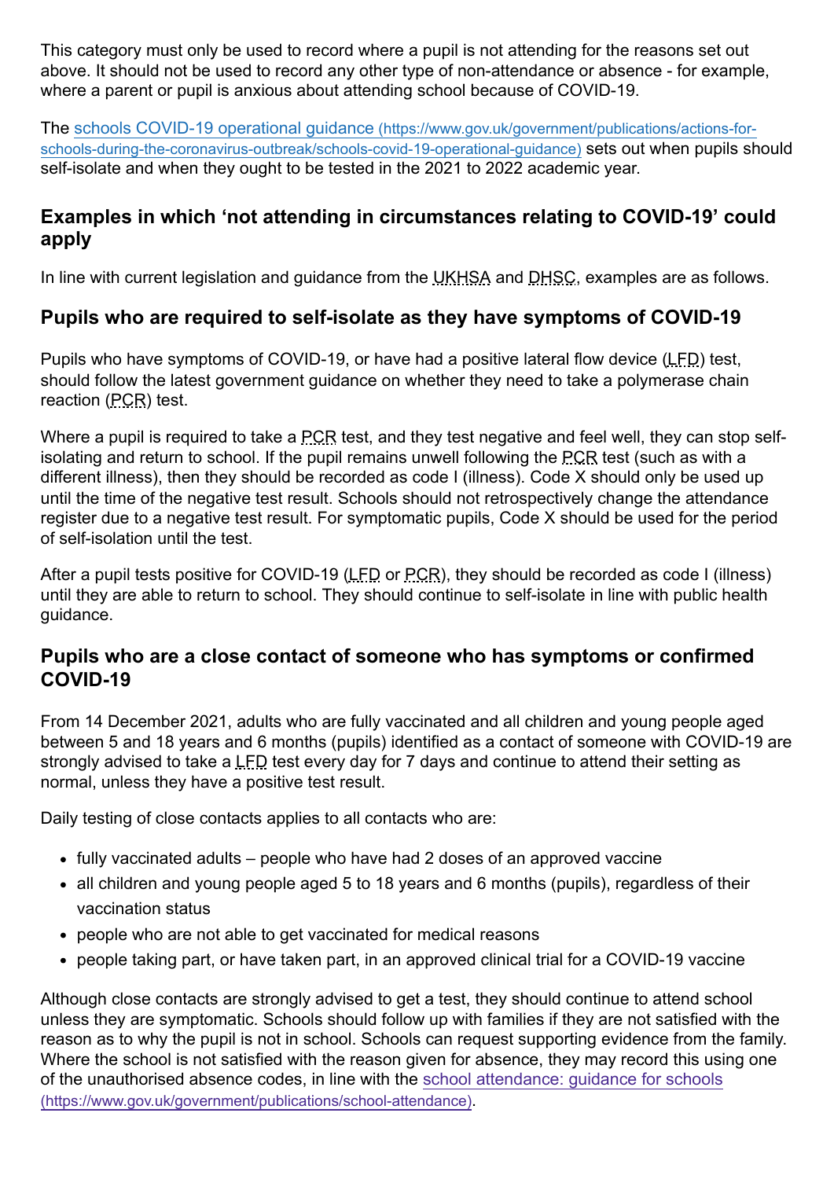This category must only be used to record where a pupil is not attending for the reasons set out above. It should not be used to record any other type of non-attendance or absence - for example, where a parent or pupil is anxious about attending school because of COVID-19.

The [schools COVID-19 operational guidance (https://www.gov.uk/government/publications/actions-for-schools-during-the-coronavirus-outbreak/schools-covid-19-operational-guidance)](https://www.gov.uk/government/publications/actions-for-schools-during-the-coronavirus-outbreak/schools-covid-19-operational-guidance) sets out when pupils should self-isolate and when they ought to be tested in the 2021 to 2022 academic year.

## Examples in which 'not attending in circumstances relating to COVID-19' could apply

In line with current legislation and guidance from the UKHSA and DHSC, examples are as follows.

## Pupils who are required to self-isolate as they have symptoms of COVID-19

Pupils who have symptoms of COVID-19, or have had a positive lateral flow device (LFD) test, should follow the latest government guidance on whether they need to take a polymerase chain reaction (PCR) test.

Where a pupil is required to take a PCR test, and they test negative and feel well, they can stop self-isolating and return to school. If the pupil remains unwell following the PCR test (such as with a different illness), then they should be recorded as code I (illness). Code X should only be used up until the time of the negative test result. Schools should not retrospectively change the attendance register due to a negative test result. For symptomatic pupils, Code X should be used for the period of self-isolation until the test.

After a pupil tests positive for COVID-19 (LFD or PCR), they should be recorded as code I (illness) until they are able to return to school. They should continue to self-isolate in line with public health guidance.

## Pupils who are a close contact of someone who has symptoms or confirmed COVID-19

From 14 December 2021, adults who are fully vaccinated and all children and young people aged between 5 and 18 years and 6 months (pupils) identified as a contact of someone with COVID-19 are strongly advised to take a LFD test every day for 7 days and continue to attend their setting as normal, unless they have a positive test result.

Daily testing of close contacts applies to all contacts who are:

- fully vaccinated adults – people who have had 2 doses of an approved vaccine
- all children and young people aged 5 to 18 years and 6 months (pupils), regardless of their vaccination status
- people who are not able to get vaccinated for medical reasons
- people taking part, or have taken part, in an approved clinical trial for a COVID-19 vaccine

Although close contacts are strongly advised to get a test, they should continue to attend school unless they are symptomatic. Schools should follow up with families if they are not satisfied with the reason as to why the pupil is not in school. Schools can request supporting evidence from the family. Where the school is not satisfied with the reason given for absence, they may record this using one of the unauthorised absence codes, in line with the [school attendance: guidance for schools (https://www.gov.uk/government/publications/school-attendance)](https://www.gov.uk/government/publications/school-attendance).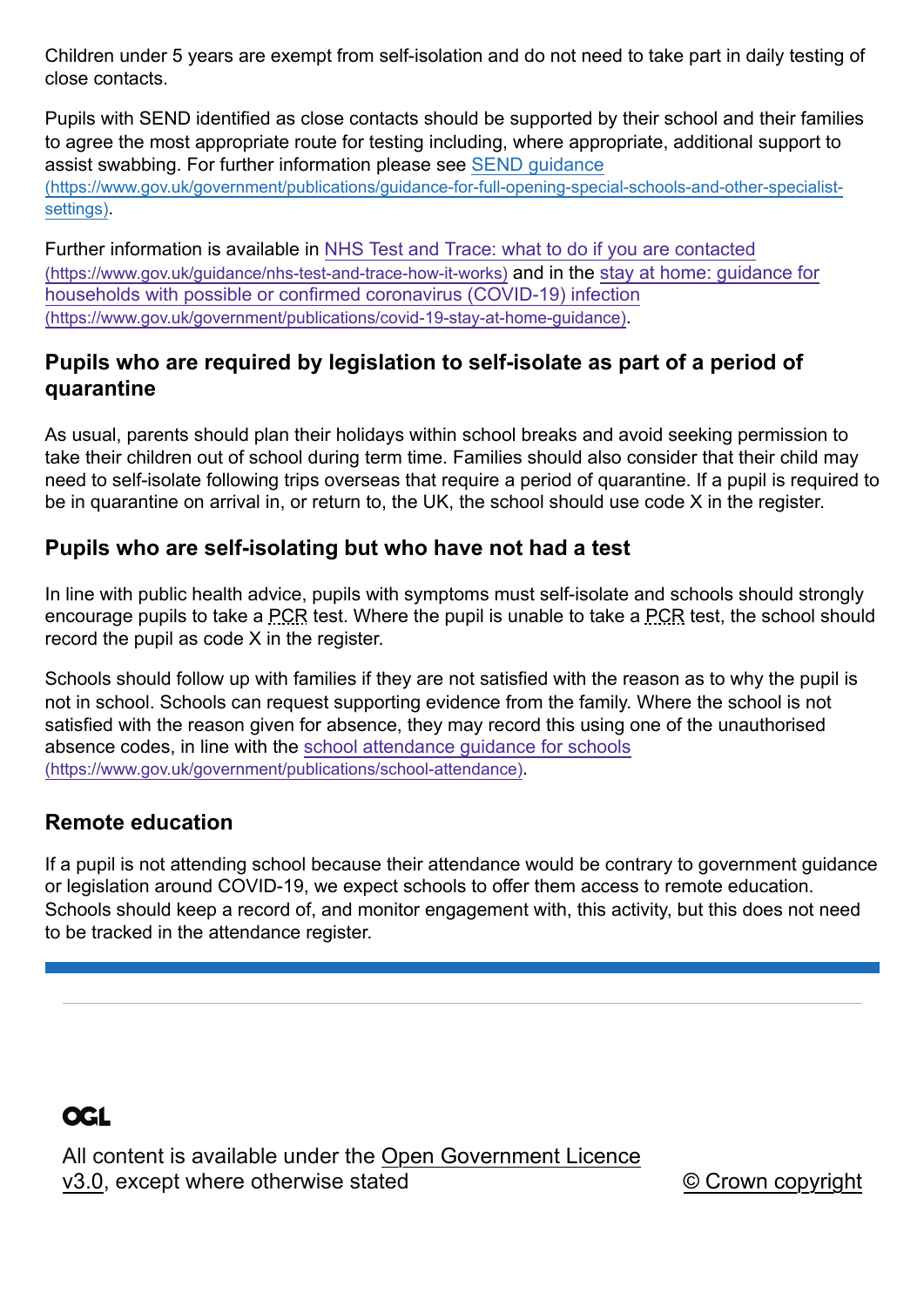Children under 5 years are exempt from self-isolation and do not need to take part in daily testing of close contacts.

Pupils with SEND identified as close contacts should be supported by their school and their families to agree the most appropriate route for testing including, where appropriate, additional support to assist swabbing. For further information please see [SEND guidance (https://www.gov.uk/government/publications/guidance-for-full-opening-special-schools-and-other-specialist-settings)](https://www.gov.uk/government/publications/guidance-for-full-opening-special-schools-and-other-specialist-settings).

Further information is available in [NHS Test and Trace: what to do if you are contacted (https://www.gov.uk/guidance/nhs-test-and-trace-how-it-works)](https://www.gov.uk/guidance/nhs-test-and-trace-how-it-works) and in the [stay at home: guidance for households with possible or confirmed coronavirus (COVID-19) infection (https://www.gov.uk/government/publications/covid-19-stay-at-home-guidance)](https://www.gov.uk/government/publications/covid-19-stay-at-home-guidance).

### Pupils who are required by legislation to self-isolate as part of a period of quarantine

As usual, parents should plan their holidays within school breaks and avoid seeking permission to take their children out of school during term time. Families should also consider that their child may need to self-isolate following trips overseas that require a period of quarantine. If a pupil is required to be in quarantine on arrival in, or return to, the UK, the school should use code X in the register.

### Pupils who are self-isolating but who have not had a test

In line with public health advice, pupils with symptoms must self-isolate and schools should strongly encourage pupils to take a PCR test. Where the pupil is unable to take a PCR test, the school should record the pupil as code X in the register.

Schools should follow up with families if they are not satisfied with the reason as to why the pupil is not in school. Schools can request supporting evidence from the family. Where the school is not satisfied with the reason given for absence, they may record this using one of the unauthorised absence codes, in line with the [school attendance guidance for schools (https://www.gov.uk/government/publications/school-attendance)](https://www.gov.uk/government/publications/school-attendance).

### Remote education

If a pupil is not attending school because their attendance would be contrary to government guidance or legislation around COVID-19, we expect schools to offer them access to remote education. Schools should keep a record of, and monitor engagement with, this activity, but this does not need to be tracked in the attendance register.

---

OGL

All content is available under the Open Government Licence v3.0, except where otherwise stated

© Crown copyright